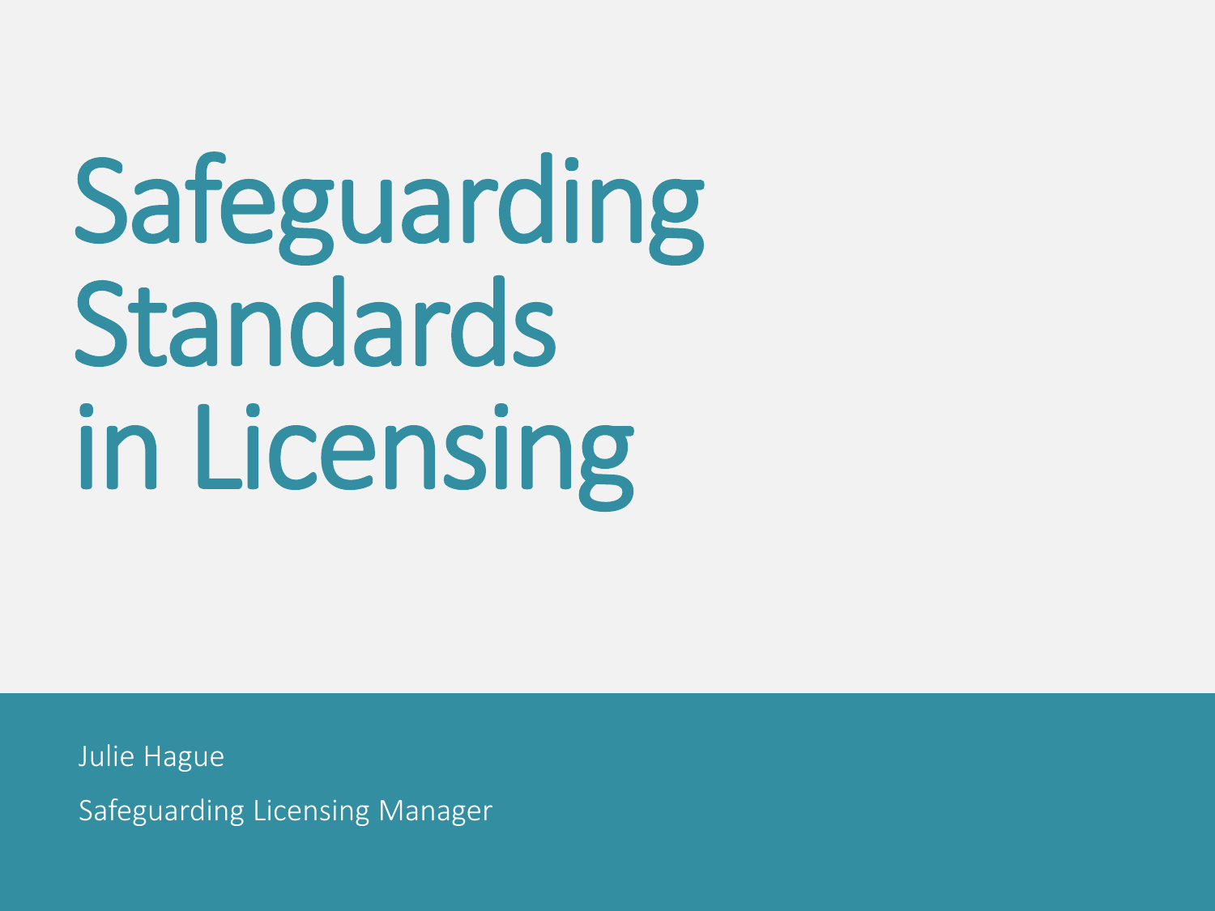# Safeguarding Standards in Licensing

Julie Hague

Safeguarding Licensing Manager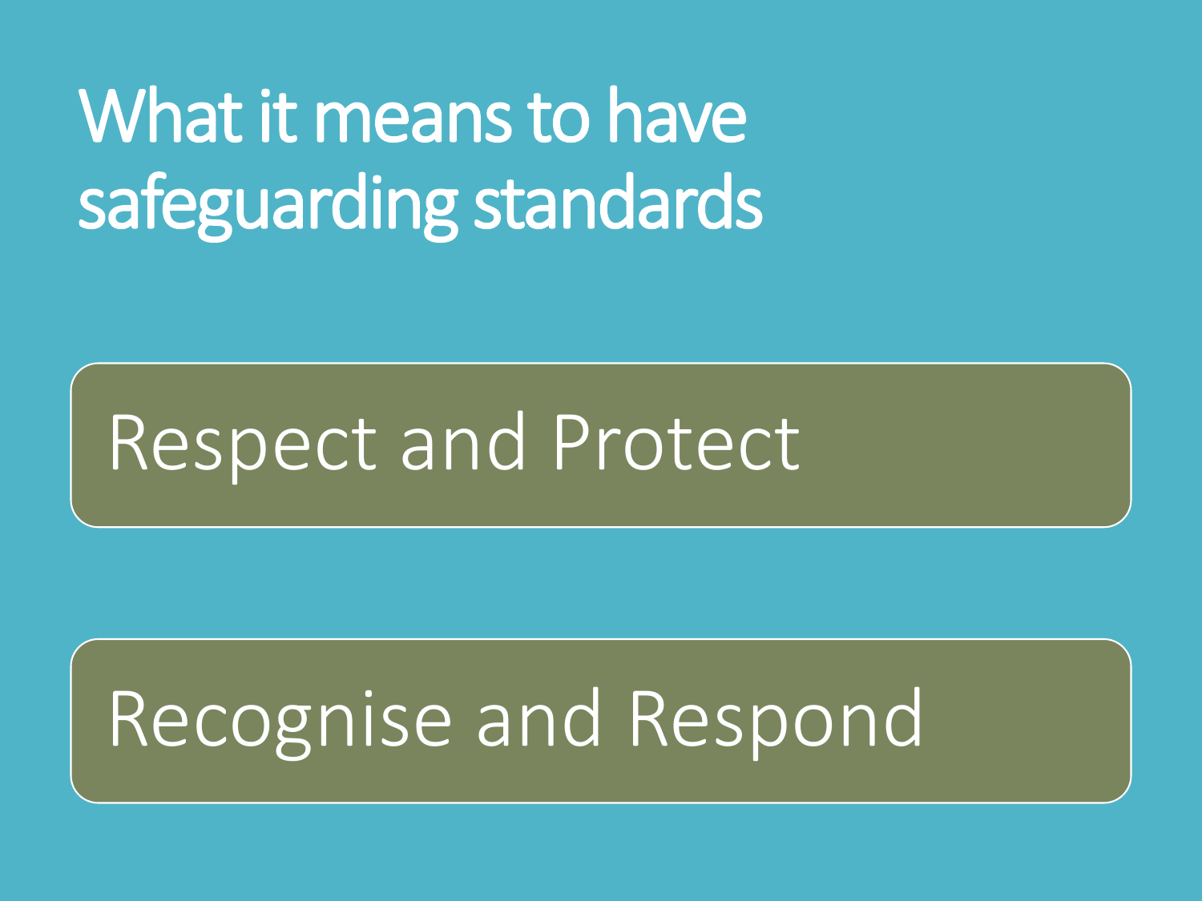# What it means to have safeguarding standards

Respect and Protect

Recognise and Respond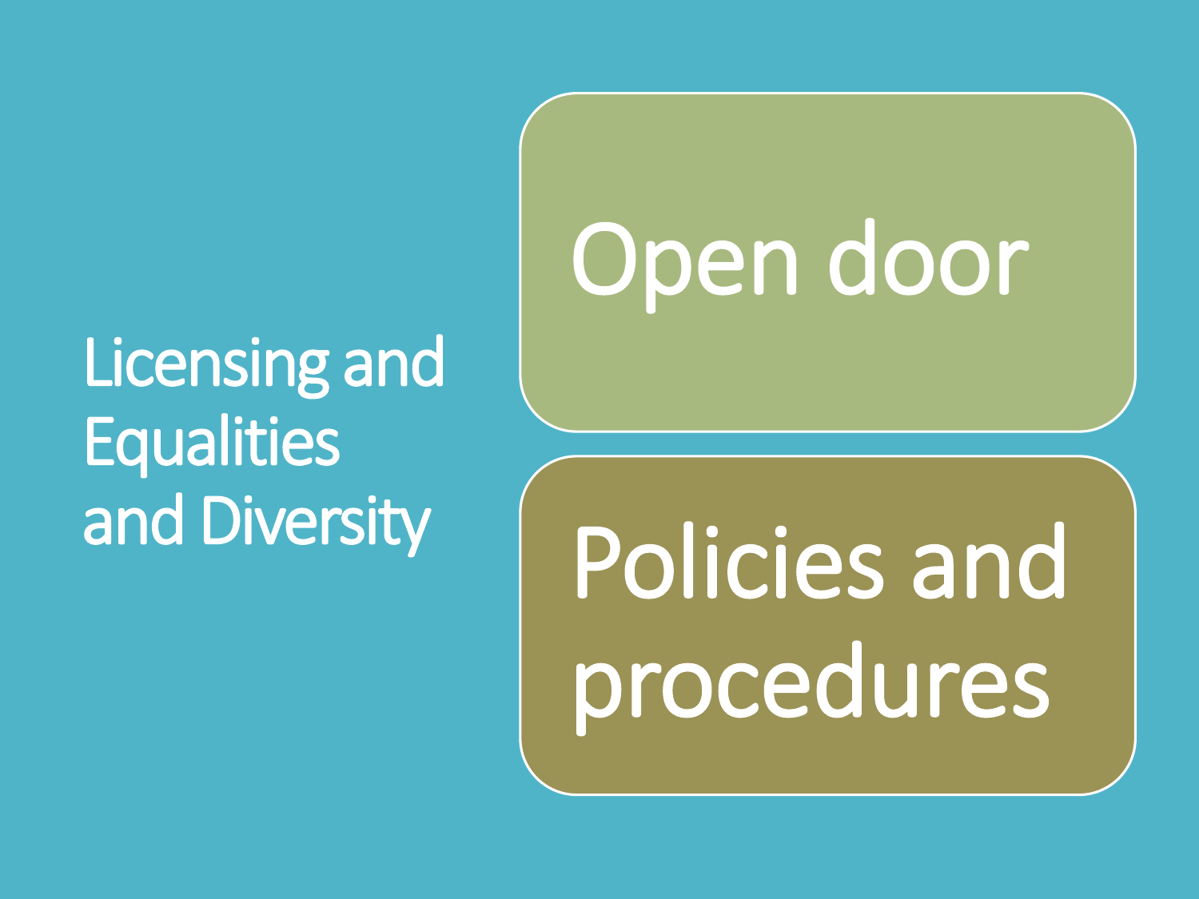# Licensing and Equalities and Diversity

- Open door
- Policies and procedures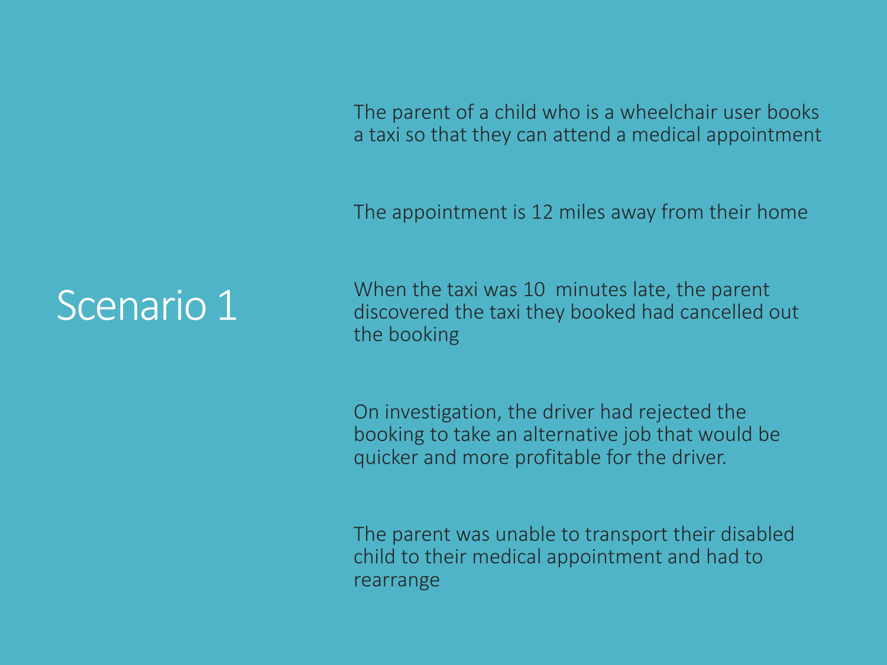# Scenario 1

The parent of a child who is a wheelchair user books a taxi so that they can attend a medical appointment

The appointment is 12 miles away from their home

When the taxi was 10 minutes late, the parent discovered the taxi they booked had cancelled out the booking

On investigation, the driver had rejected the booking to take an alternative job that would be quicker and more profitable for the driver.

The parent was unable to transport their disabled child to their medical appointment and had to rearrange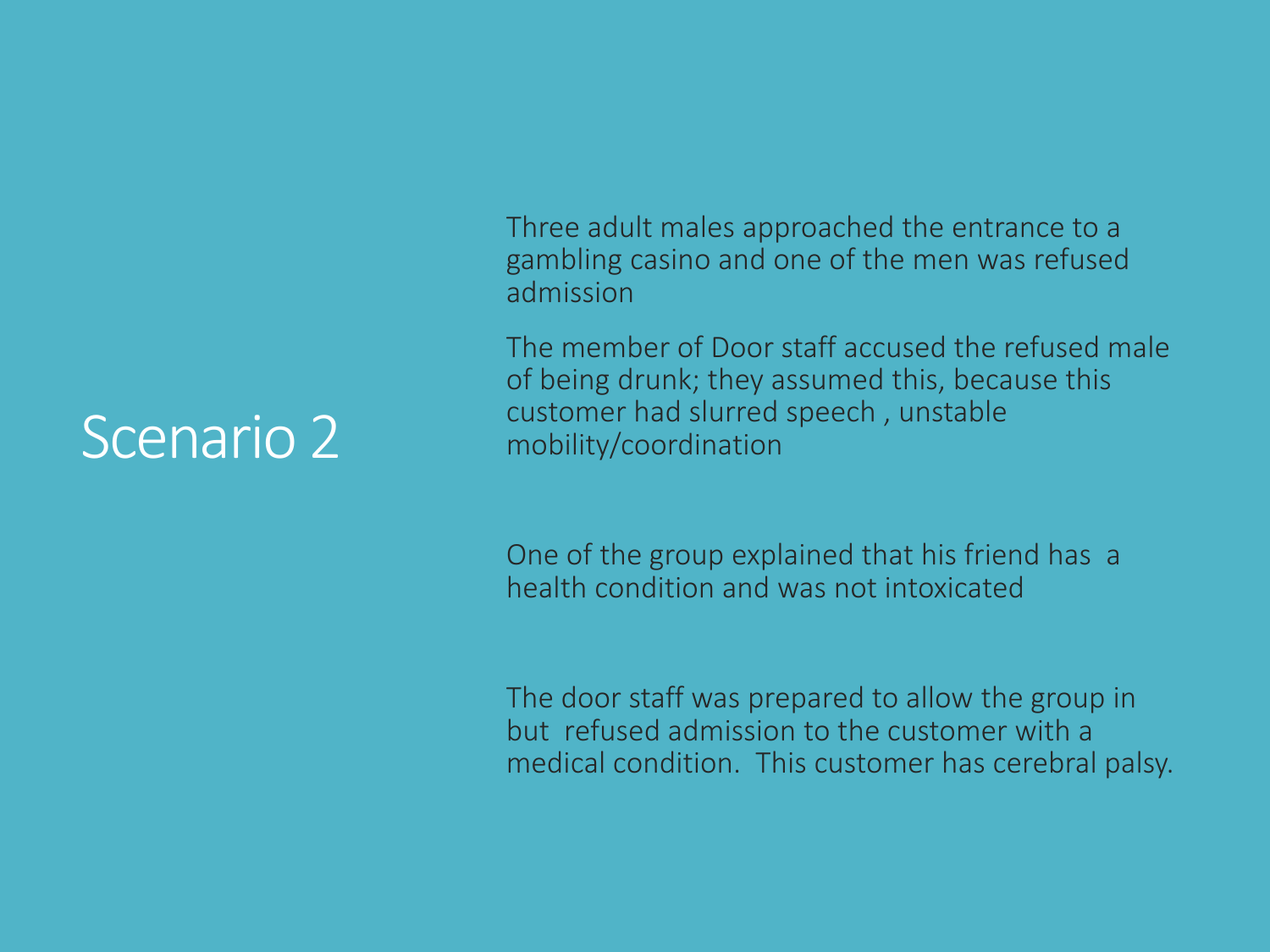# Scenario 2

Three adult males approached the entrance to a gambling casino and one of the men was refused admission

The member of Door staff accused the refused male of being drunk; they assumed this, because this customer had slurred speech , unstable mobility/coordination

One of the group explained that his friend has a health condition and was not intoxicated

The door staff was prepared to allow the group in but refused admission to the customer with a medical condition. This customer has cerebral palsy.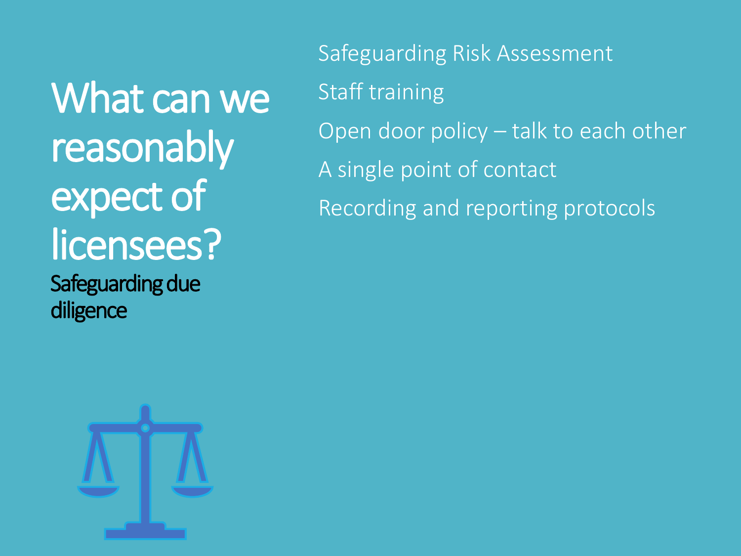# What can we reasonably expect of licensees?

## Safeguarding due diligence

- Safeguarding Risk Assessment
- Staff training
- Open door policy – talk to each other
- A single point of contact
- Recording and reporting protocols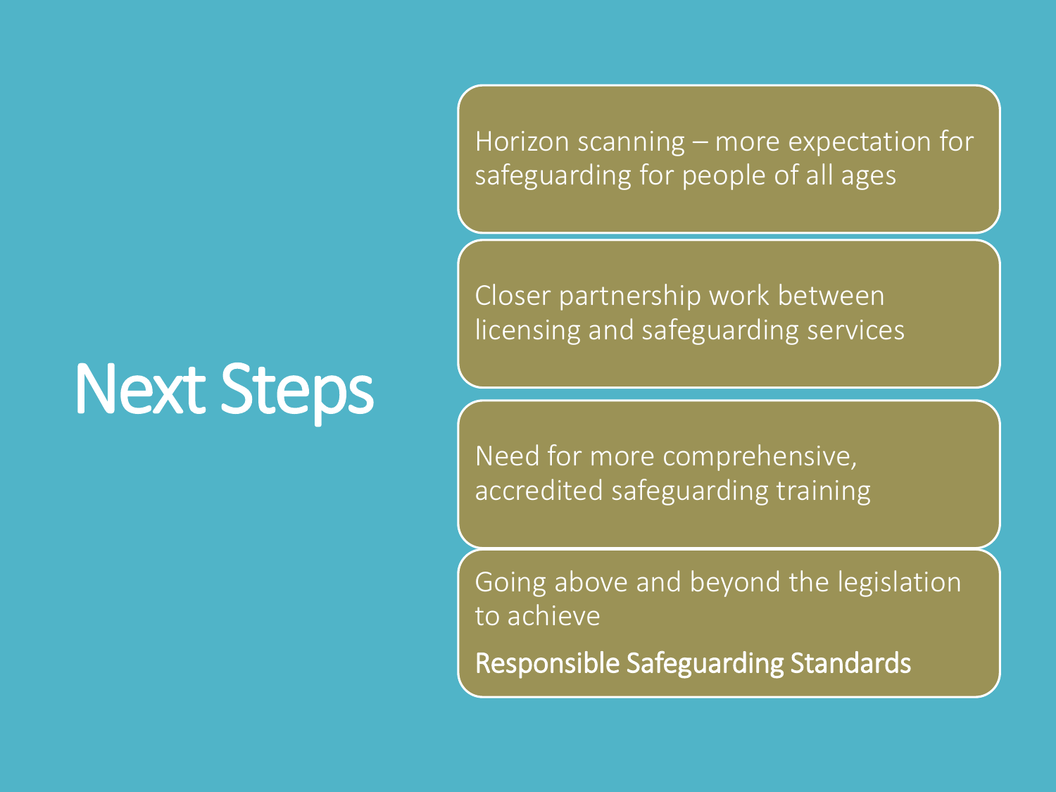# Next Steps

- Horizon scanning – more expectation for safeguarding for people of all ages
- Closer partnership work between licensing and safeguarding services
- Need for more comprehensive, accredited safeguarding training
- Going above and beyond the legislation to achieve

  **Responsible Safeguarding Standards**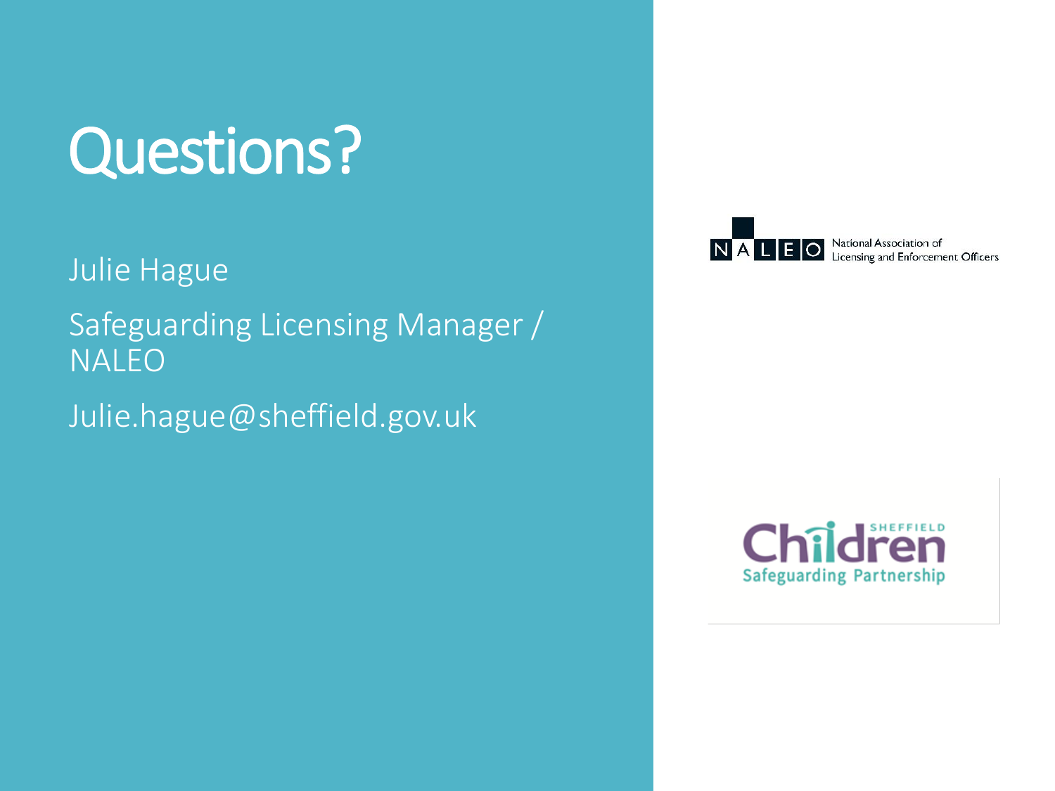# Questions?

Julie Hague

Safeguarding Licensing Manager / NALEO

Julie.hague@sheffield.gov.uk

NALEO National Association of Licensing and Enforcement Officers

Sheffield Children Safeguarding Partnership